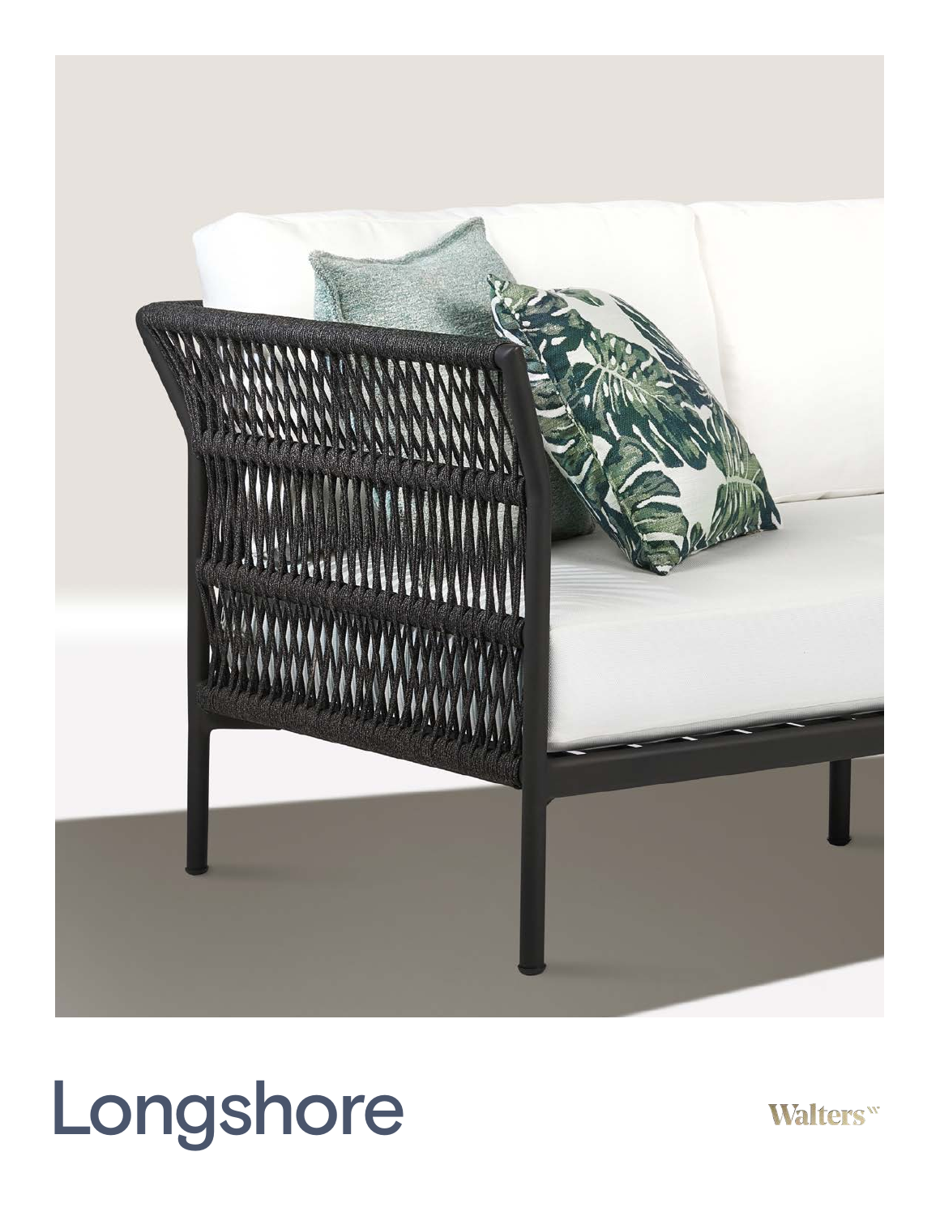# Longshore

Walters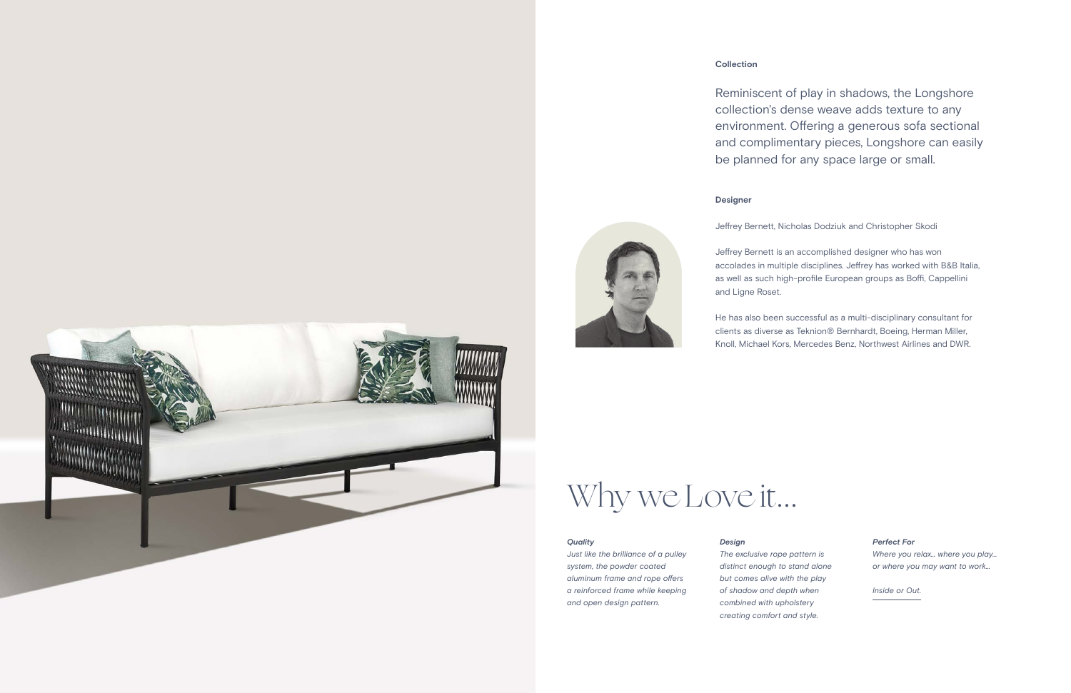**Collection**

Reminiscent of play in shadows, the Longshore collection's dense weave adds texture to any environment. Offering a generous sofa sectional and complimentary pieces, Longshore can easily be planned for any space large or small.

**Designer**

Jeffrey Bernett, Nicholas Dodziuk and Christopher Skodi

Jeffrey Bernett is an accomplished designer who has won accolades in multiple disciplines. Jeffrey has worked with B&B Italia, as well as such high-profile European groups as Boffi, Cappellini and Ligne Roset.

He has also been successful as a multi-disciplinary consultant for clients as diverse as Teknion® Bernhardt, Boeing, Herman Miller, Knoll, Michael Kors, Mercedes Benz, Northwest Airlines and DWR.

# Why we Love it...

***Quality***

*Just like the brilliance of a pulley system, the powder coated aluminum frame and rope offers a reinforced frame while keeping and open design pattern.*

***Design***

*The exclusive rope pattern is distinct enough to stand alone but comes alive with the play of shadow and depth when combined with upholstery creating comfort and style.*

***Perfect For***

*Where you relax... where you play... or where you may want to work...*

*Inside or Out.*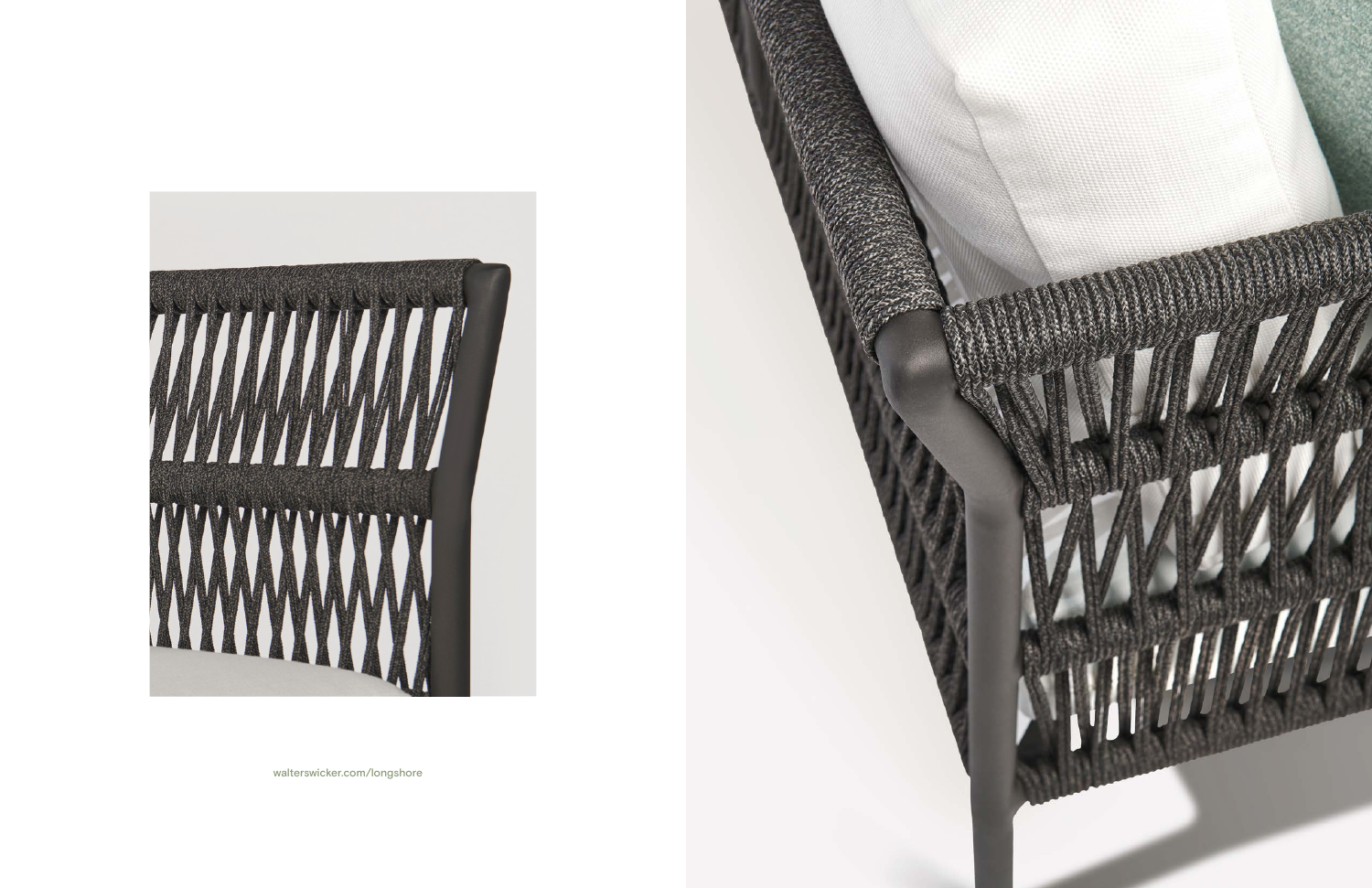walterswicker.com/longshore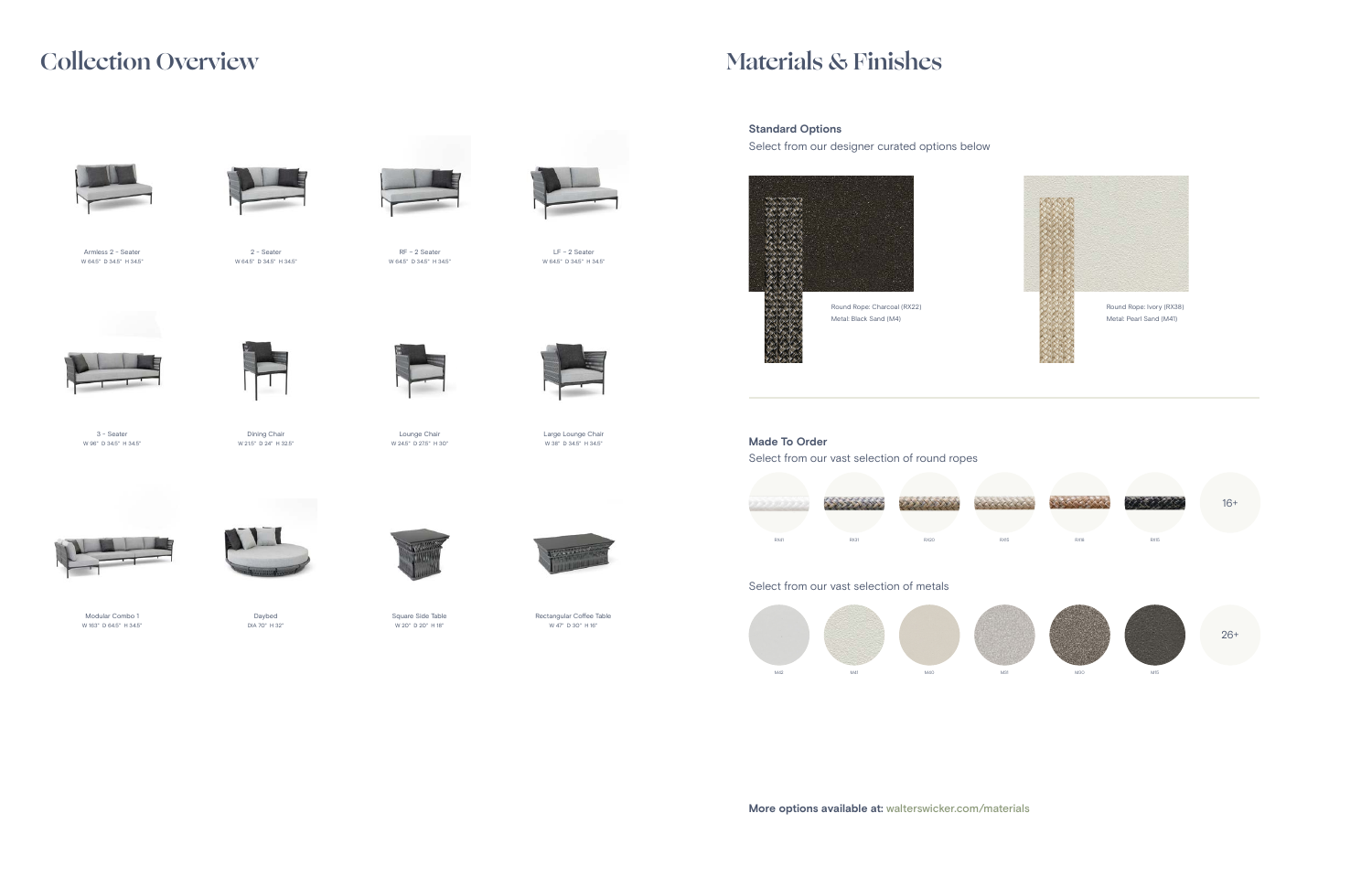# Collection Overview

Armless 2 - Seater
W 64.5" D 34.5" H 34.5"

2 - Seater
W 64.5" D 34.5" H 34.5"

RF - 2 Seater
W 64.5" D 34.5" H 34.5"

LF - 2 Seater
W 64.5" D 34.5" H 34.5"

3 - Seater
W 96" D 34.5" H 34.5"

Dining Chair
W 21.5" D 24" H 32.5"

Lounge Chair
W 24.5" D 27.5" H 30"

Large Lounge Chair
W 38" D 34.5" H 34.5"

Modular Combo 1
W 163" D 64.5" H 34.5"

Daybed
DIA 70" H 32"

Square Side Table
W 20" D 20" H 18"

Rectangular Coffee Table
W 47" D 30" H 16"

# Materials & Finishes

**Standard Options**

Select from our designer curated options below

Round Rope: Charcoal (RX22)
Metal: Black Sand (M4)

Round Rope: Ivory (RX38)
Metal: Pearl Sand (M41)

**Made To Order**

Select from our vast selection of round ropes

RX41, RX31, RX20, RX15, RX18, RX15, 16+

Select from our vast selection of metals

M43, M41, M40, M37, M30, M15, 26+

**More options available at:** walterswicker.com/materials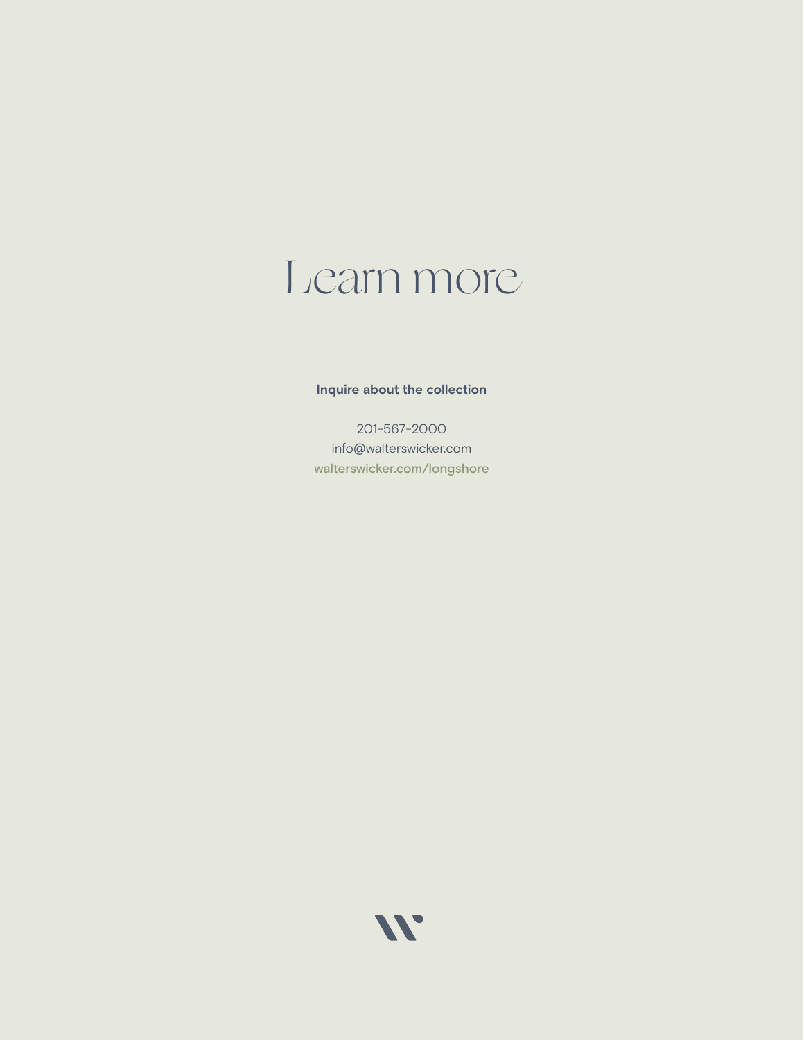# Learn more

**Inquire about the collection**

201-567-2000
info@walterswicker.com
walterswicker.com/longshore